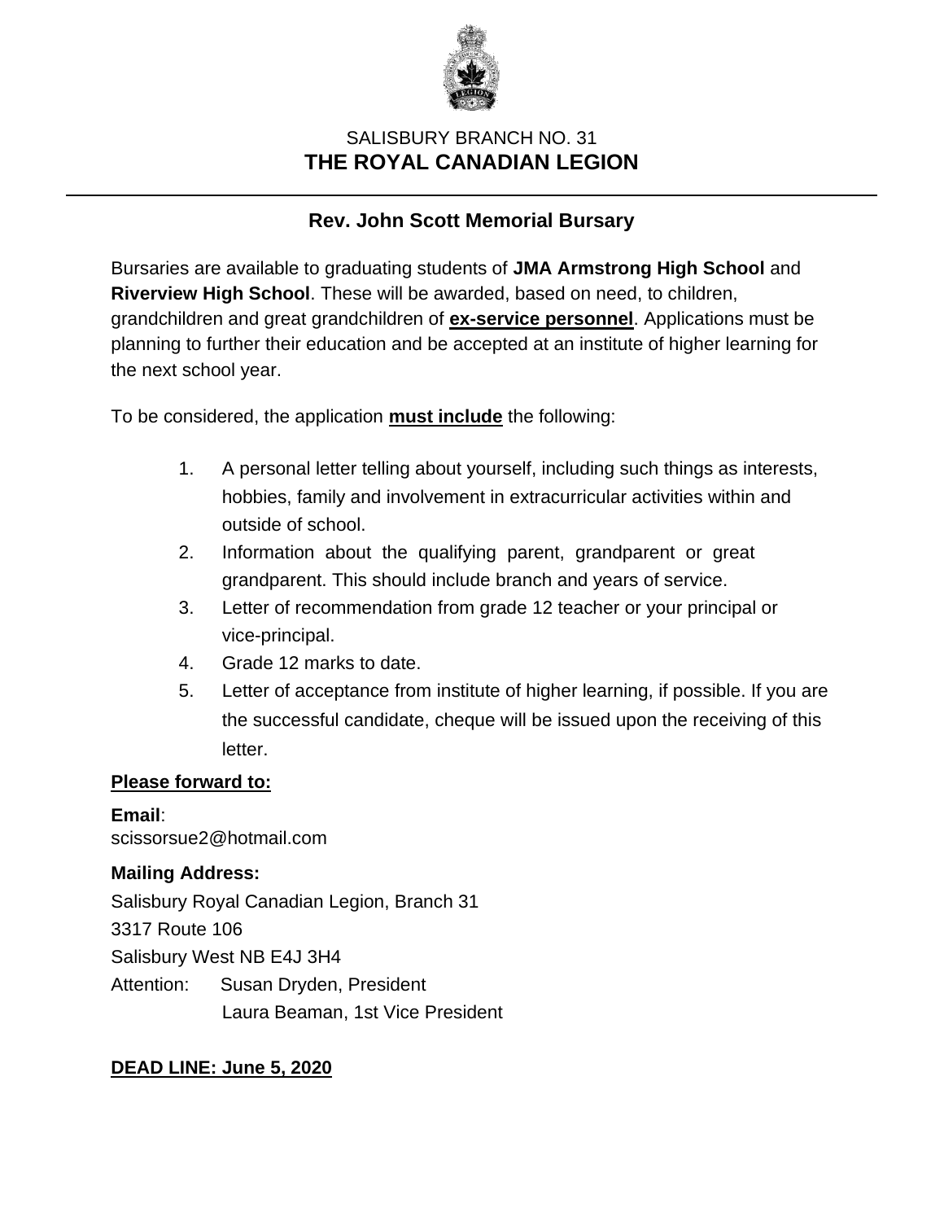SALISBURY BRANCH NO. 31

# THE ROYAL CANADIAN LEGION

---

## Rev. John Scott Memorial Bursary

Bursaries are available to graduating students of **JMA Armstrong High School** and **Riverview High School**. These will be awarded, based on need, to children, grandchildren and great grandchildren of **ex-service personnel**. Applications must be planning to further their education and be accepted at an institute of higher learning for the next school year.

To be considered, the application **must include** the following:

1. A personal letter telling about yourself, including such things as interests, hobbies, family and involvement in extracurricular activities within and outside of school.
2. Information about the qualifying parent, grandparent or great grandparent. This should include branch and years of service.
3. Letter of recommendation from grade 12 teacher or your principal or vice-principal.
4. Grade 12 marks to date.
5. Letter of acceptance from institute of higher learning, if possible. If you are the successful candidate, cheque will be issued upon the receiving of this letter.

**Please forward to:**

**Email**:
scissorsue2@hotmail.com

**Mailing Address:**
Salisbury Royal Canadian Legion, Branch 31
3317 Route 106
Salisbury West NB E4J 3H4
Attention: Susan Dryden, President
Laura Beaman, 1st Vice President

**DEAD LINE: June 5, 2020**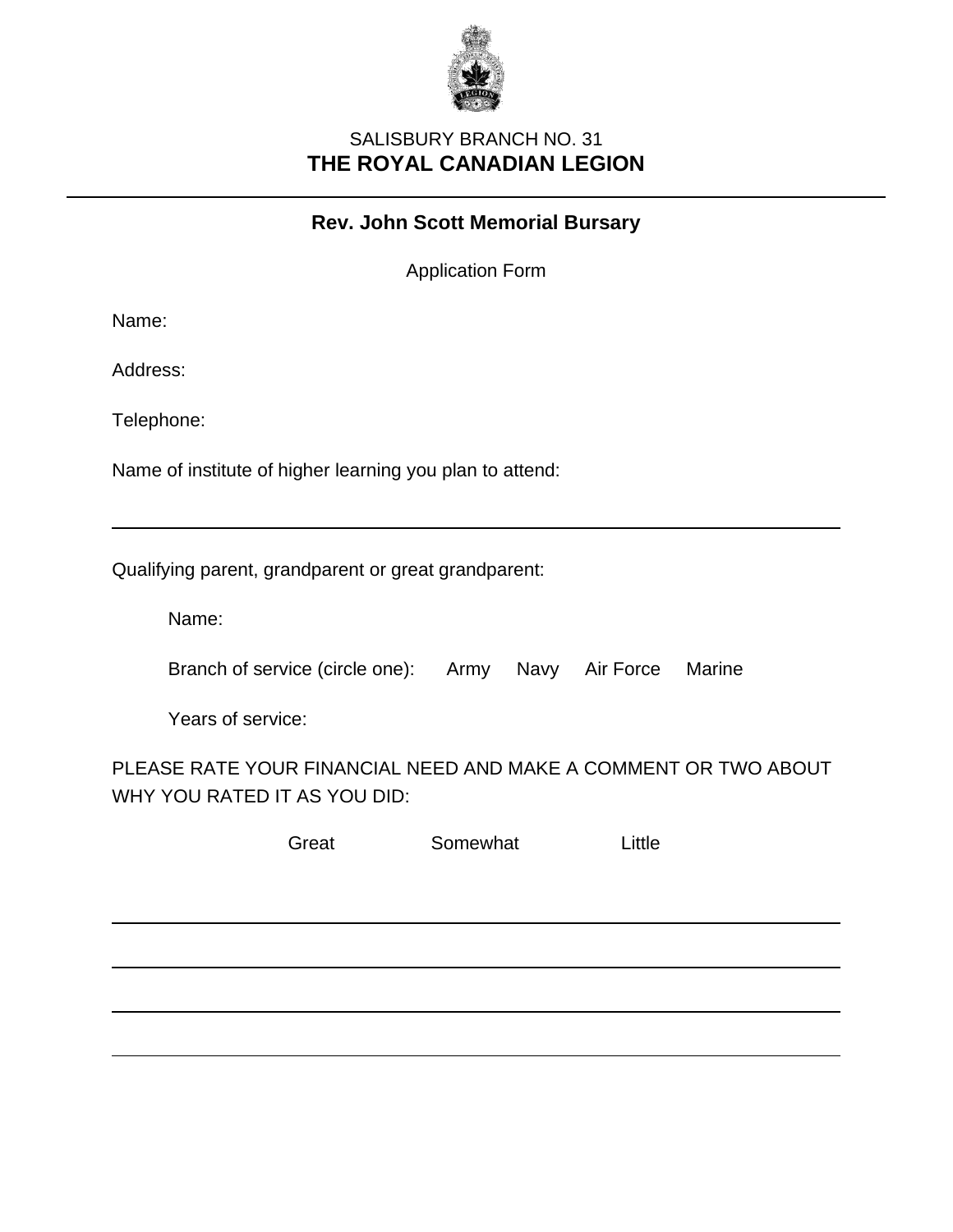SALISBURY BRANCH NO. 31

# THE ROYAL CANADIAN LEGION

---

## Rev. John Scott Memorial Bursary

Application Form

Name:

Address:

Telephone:

Name of institute of higher learning you plan to attend:

\_\_\_\_\_\_\_\_\_\_\_\_\_\_\_\_\_\_\_\_\_\_\_\_\_\_\_\_\_\_\_\_\_\_\_\_\_\_\_\_\_\_\_\_\_\_\_\_\_\_\_\_\_\_\_\_\_\_\_\_

Qualifying parent, grandparent or great grandparent:

Name:

Branch of service (circle one): Army Navy Air Force Marine

Years of service:

PLEASE RATE YOUR FINANCIAL NEED AND MAKE A COMMENT OR TWO ABOUT WHY YOU RATED IT AS YOU DID:

Great Somewhat Little

\_\_\_\_\_\_\_\_\_\_\_\_\_\_\_\_\_\_\_\_\_\_\_\_\_\_\_\_\_\_\_\_\_\_\_\_\_\_\_\_\_\_\_\_\_\_\_\_\_\_\_\_\_\_\_\_\_\_\_\_

\_\_\_\_\_\_\_\_\_\_\_\_\_\_\_\_\_\_\_\_\_\_\_\_\_\_\_\_\_\_\_\_\_\_\_\_\_\_\_\_\_\_\_\_\_\_\_\_\_\_\_\_\_\_\_\_\_\_\_\_

\_\_\_\_\_\_\_\_\_\_\_\_\_\_\_\_\_\_\_\_\_\_\_\_\_\_\_\_\_\_\_\_\_\_\_\_\_\_\_\_\_\_\_\_\_\_\_\_\_\_\_\_\_\_\_\_\_\_\_\_

\_\_\_\_\_\_\_\_\_\_\_\_\_\_\_\_\_\_\_\_\_\_\_\_\_\_\_\_\_\_\_\_\_\_\_\_\_\_\_\_\_\_\_\_\_\_\_\_\_\_\_\_\_\_\_\_\_\_\_\_